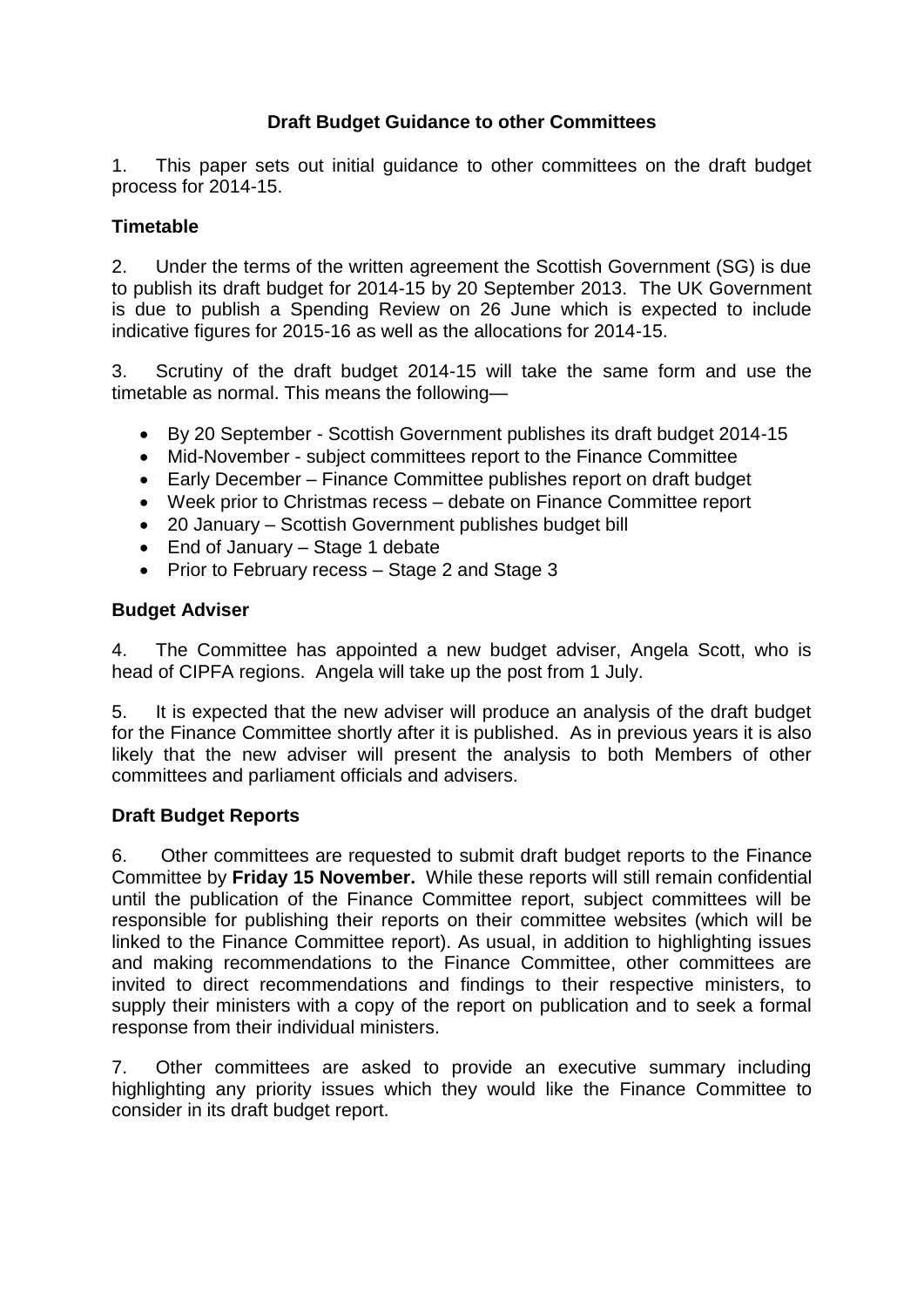# Draft Budget Guidance to other Committees

1. This paper sets out initial guidance to other committees on the draft budget process for 2014-15.

## Timetable

2. Under the terms of the written agreement the Scottish Government (SG) is due to publish its draft budget for 2014-15 by 20 September 2013. The UK Government is due to publish a Spending Review on 26 June which is expected to include indicative figures for 2015-16 as well as the allocations for 2014-15.

3. Scrutiny of the draft budget 2014-15 will take the same form and use the timetable as normal. This means the following—

- By 20 September - Scottish Government publishes its draft budget 2014-15
- Mid-November - subject committees report to the Finance Committee
- Early December – Finance Committee publishes report on draft budget
- Week prior to Christmas recess – debate on Finance Committee report
- 20 January – Scottish Government publishes budget bill
- End of January – Stage 1 debate
- Prior to February recess – Stage 2 and Stage 3

## Budget Adviser

4. The Committee has appointed a new budget adviser, Angela Scott, who is head of CIPFA regions. Angela will take up the post from 1 July.

5. It is expected that the new adviser will produce an analysis of the draft budget for the Finance Committee shortly after it is published. As in previous years it is also likely that the new adviser will present the analysis to both Members of other committees and parliament officials and advisers.

## Draft Budget Reports

6. Other committees are requested to submit draft budget reports to the Finance Committee by **Friday 15 November.** While these reports will still remain confidential until the publication of the Finance Committee report, subject committees will be responsible for publishing their reports on their committee websites (which will be linked to the Finance Committee report). As usual, in addition to highlighting issues and making recommendations to the Finance Committee, other committees are invited to direct recommendations and findings to their respective ministers, to supply their ministers with a copy of the report on publication and to seek a formal response from their individual ministers.

7. Other committees are asked to provide an executive summary including highlighting any priority issues which they would like the Finance Committee to consider in its draft budget report.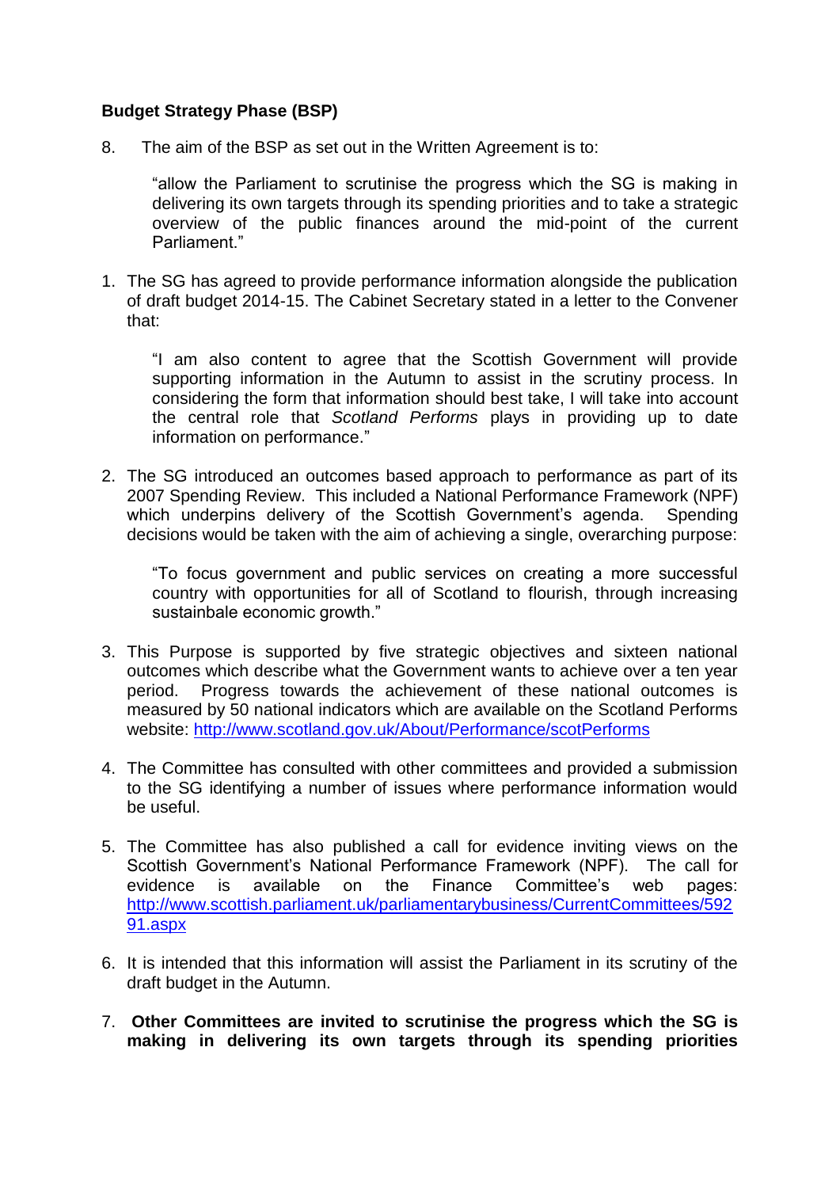**Budget Strategy Phase (BSP)**

8. The aim of the BSP as set out in the Written Agreement is to:

> "allow the Parliament to scrutinise the progress which the SG is making in delivering its own targets through its spending priorities and to take a strategic overview of the public finances around the mid-point of the current Parliament."

1. The SG has agreed to provide performance information alongside the publication of draft budget 2014-15. The Cabinet Secretary stated in a letter to the Convener that:

   > "I am also content to agree that the Scottish Government will provide supporting information in the Autumn to assist in the scrutiny process. In considering the form that information should best take, I will take into account the central role that *Scotland Performs* plays in providing up to date information on performance."

2. The SG introduced an outcomes based approach to performance as part of its 2007 Spending Review. This included a National Performance Framework (NPF) which underpins delivery of the Scottish Government's agenda. Spending decisions would be taken with the aim of achieving a single, overarching purpose:

   > "To focus government and public services on creating a more successful country with opportunities for all of Scotland to flourish, through increasing sustainbale economic growth."

3. This Purpose is supported by five strategic objectives and sixteen national outcomes which describe what the Government wants to achieve over a ten year period. Progress towards the achievement of these national outcomes is measured by 50 national indicators which are available on the Scotland Performs website: http://www.scotland.gov.uk/About/Performance/scotPerforms

4. The Committee has consulted with other committees and provided a submission to the SG identifying a number of issues where performance information would be useful.

5. The Committee has also published a call for evidence inviting views on the Scottish Government's National Performance Framework (NPF). The call for evidence is available on the Finance Committee's web pages: http://www.scottish.parliament.uk/parliamentarybusiness/CurrentCommittees/59291.aspx

6. It is intended that this information will assist the Parliament in its scrutiny of the draft budget in the Autumn.

7. **Other Committees are invited to scrutinise the progress which the SG is making in delivering its own targets through its spending priorities**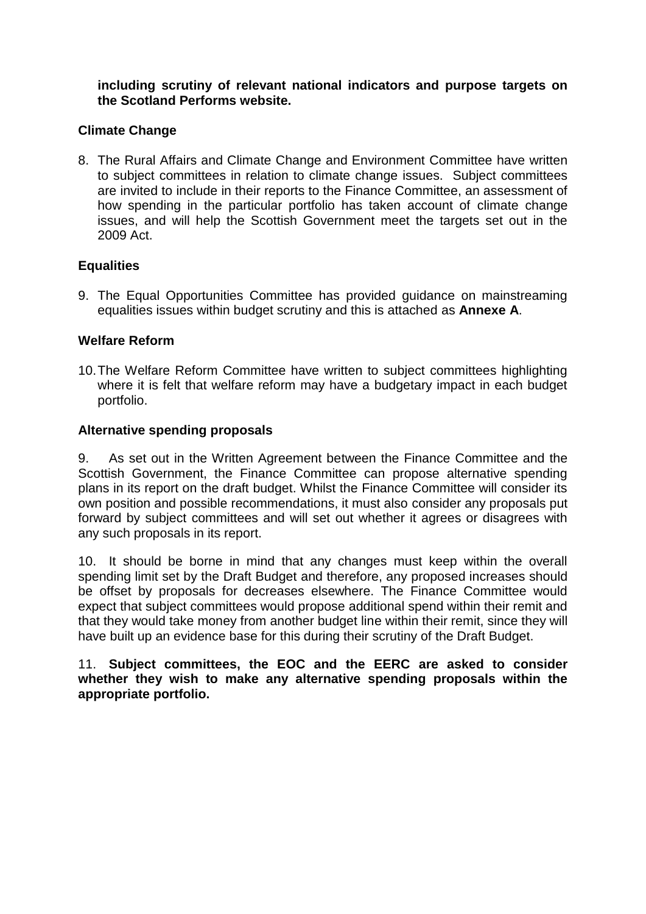**including scrutiny of relevant national indicators and purpose targets on the Scotland Performs website.**

**Climate Change**

8. The Rural Affairs and Climate Change and Environment Committee have written to subject committees in relation to climate change issues. Subject committees are invited to include in their reports to the Finance Committee, an assessment of how spending in the particular portfolio has taken account of climate change issues, and will help the Scottish Government meet the targets set out in the 2009 Act.

**Equalities**

9. The Equal Opportunities Committee has provided guidance on mainstreaming equalities issues within budget scrutiny and this is attached as **Annexe A**.

**Welfare Reform**

10. The Welfare Reform Committee have written to subject committees highlighting where it is felt that welfare reform may have a budgetary impact in each budget portfolio.

**Alternative spending proposals**

9. As set out in the Written Agreement between the Finance Committee and the Scottish Government, the Finance Committee can propose alternative spending plans in its report on the draft budget. Whilst the Finance Committee will consider its own position and possible recommendations, it must also consider any proposals put forward by subject committees and will set out whether it agrees or disagrees with any such proposals in its report.

10. It should be borne in mind that any changes must keep within the overall spending limit set by the Draft Budget and therefore, any proposed increases should be offset by proposals for decreases elsewhere. The Finance Committee would expect that subject committees would propose additional spend within their remit and that they would take money from another budget line within their remit, since they will have built up an evidence base for this during their scrutiny of the Draft Budget.

11. **Subject committees, the EOC and the EERC are asked to consider whether they wish to make any alternative spending proposals within the appropriate portfolio.**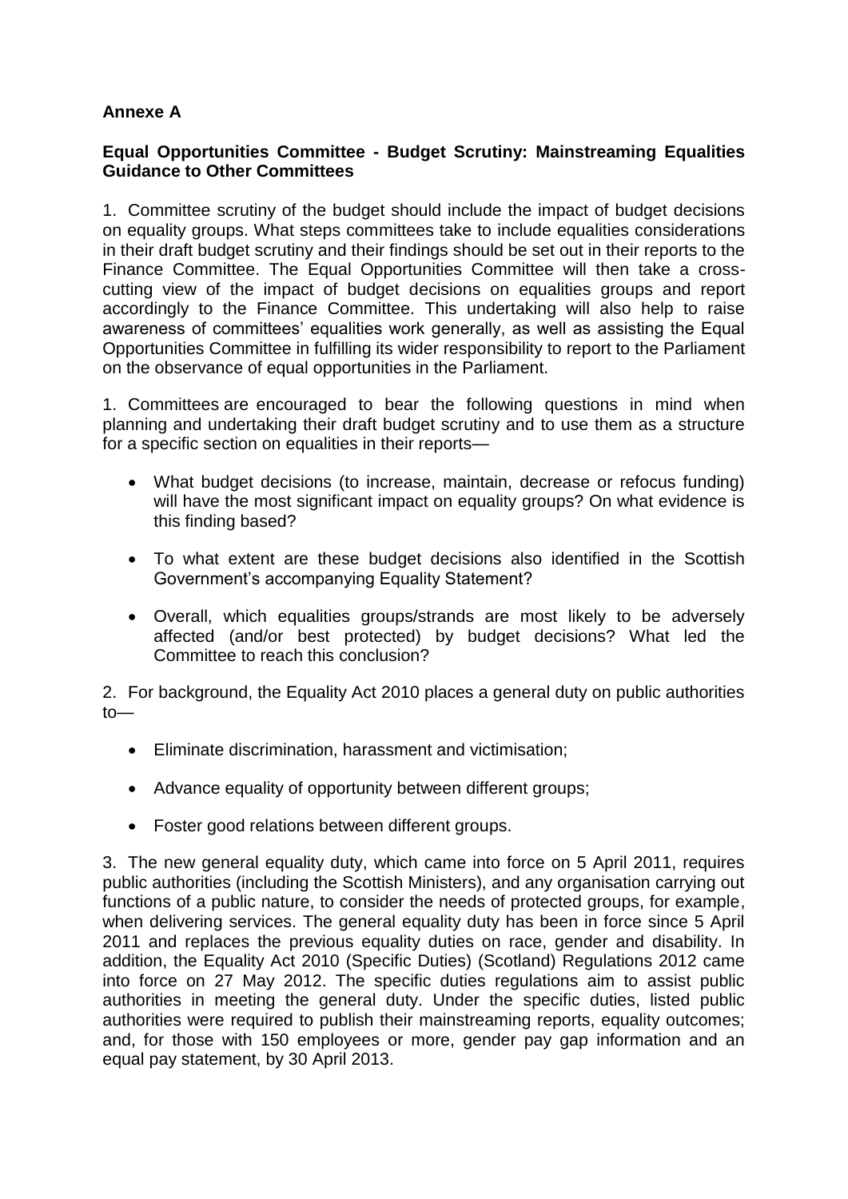**Annexe A**

**Equal Opportunities Committee - Budget Scrutiny: Mainstreaming Equalities Guidance to Other Committees**

1. Committee scrutiny of the budget should include the impact of budget decisions on equality groups. What steps committees take to include equalities considerations in their draft budget scrutiny and their findings should be set out in their reports to the Finance Committee. The Equal Opportunities Committee will then take a cross-cutting view of the impact of budget decisions on equalities groups and report accordingly to the Finance Committee. This undertaking will also help to raise awareness of committees' equalities work generally, as well as assisting the Equal Opportunities Committee in fulfilling its wider responsibility to report to the Parliament on the observance of equal opportunities in the Parliament.

1. Committees are encouraged to bear the following questions in mind when planning and undertaking their draft budget scrutiny and to use them as a structure for a specific section on equalities in their reports—

- What budget decisions (to increase, maintain, decrease or refocus funding) will have the most significant impact on equality groups? On what evidence is this finding based?
- To what extent are these budget decisions also identified in the Scottish Government's accompanying Equality Statement?
- Overall, which equalities groups/strands are most likely to be adversely affected (and/or best protected) by budget decisions? What led the Committee to reach this conclusion?

2. For background, the Equality Act 2010 places a general duty on public authorities to—

- Eliminate discrimination, harassment and victimisation;
- Advance equality of opportunity between different groups;
- Foster good relations between different groups.

3. The new general equality duty, which came into force on 5 April 2011, requires public authorities (including the Scottish Ministers), and any organisation carrying out functions of a public nature, to consider the needs of protected groups, for example, when delivering services. The general equality duty has been in force since 5 April 2011 and replaces the previous equality duties on race, gender and disability. In addition, the Equality Act 2010 (Specific Duties) (Scotland) Regulations 2012 came into force on 27 May 2012. The specific duties regulations aim to assist public authorities in meeting the general duty. Under the specific duties, listed public authorities were required to publish their mainstreaming reports, equality outcomes; and, for those with 150 employees or more, gender pay gap information and an equal pay statement, by 30 April 2013.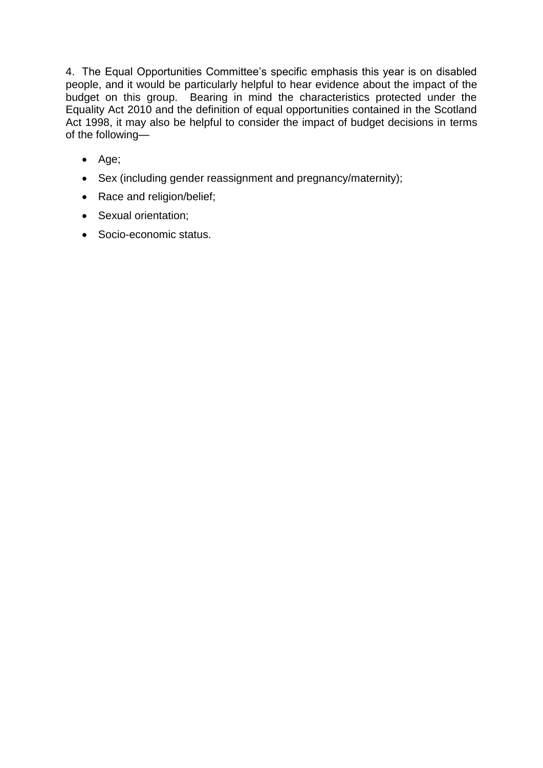4. The Equal Opportunities Committee's specific emphasis this year is on disabled people, and it would be particularly helpful to hear evidence about the impact of the budget on this group. Bearing in mind the characteristics protected under the Equality Act 2010 and the definition of equal opportunities contained in the Scotland Act 1998, it may also be helpful to consider the impact of budget decisions in terms of the following—

- Age;
- Sex (including gender reassignment and pregnancy/maternity);
- Race and religion/belief;
- Sexual orientation;
- Socio-economic status.